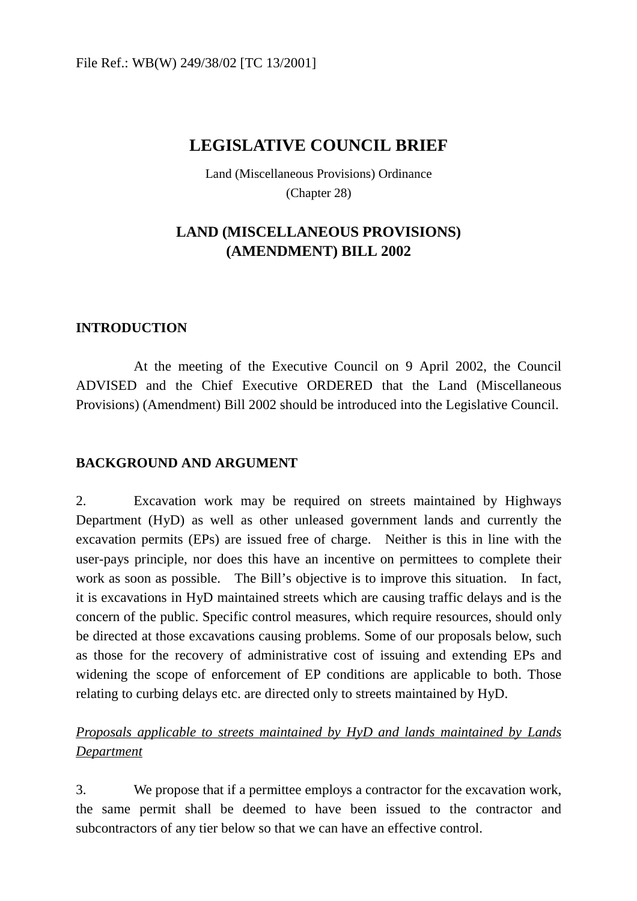File Ref.: WB(W) 249/38/02 [TC 13/2001]

# LEGISLATIVE COUNCIL BRIEF

Land (Miscellaneous Provisions) Ordinance
(Chapter 28)

## LAND (MISCELLANEOUS PROVISIONS) (AMENDMENT) BILL 2002

### INTRODUCTION

At the meeting of the Executive Council on 9 April 2002, the Council ADVISED and the Chief Executive ORDERED that the Land (Miscellaneous Provisions) (Amendment) Bill 2002 should be introduced into the Legislative Council.

### BACKGROUND AND ARGUMENT

2. Excavation work may be required on streets maintained by Highways Department (HyD) as well as other unleased government lands and currently the excavation permits (EPs) are issued free of charge. Neither is this in line with the user-pays principle, nor does this have an incentive on permittees to complete their work as soon as possible. The Bill's objective is to improve this situation. In fact, it is excavations in HyD maintained streets which are causing traffic delays and is the concern of the public. Specific control measures, which require resources, should only be directed at those excavations causing problems. Some of our proposals below, such as those for the recovery of administrative cost of issuing and extending EPs and widening the scope of enforcement of EP conditions are applicable to both. Those relating to curbing delays etc. are directed only to streets maintained by HyD.

*Proposals applicable to streets maintained by HyD and lands maintained by Lands Department*

3. We propose that if a permittee employs a contractor for the excavation work, the same permit shall be deemed to have been issued to the contractor and subcontractors of any tier below so that we can have an effective control.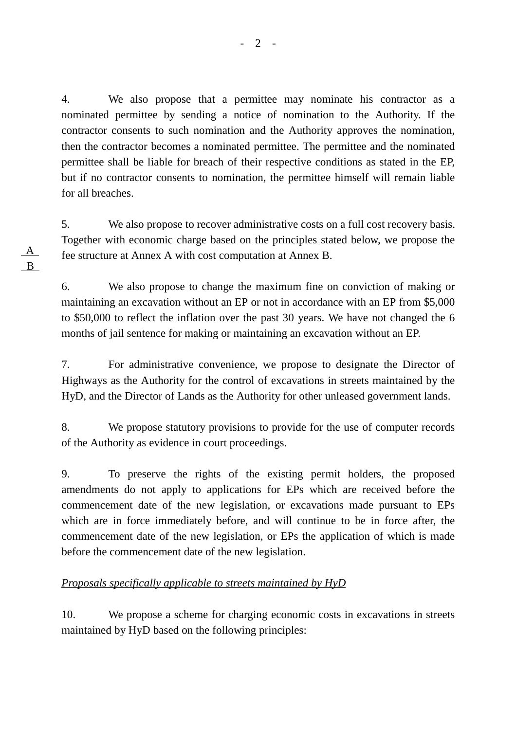4. We also propose that a permittee may nominate his contractor as a nominated permittee by sending a notice of nomination to the Authority. If the contractor consents to such nomination and the Authority approves the nomination, then the contractor becomes a nominated permittee. The permittee and the nominated permittee shall be liable for breach of their respective conditions as stated in the EP, but if no contractor consents to nomination, the permittee himself will remain liable for all breaches.

5. We also propose to recover administrative costs on a full cost recovery basis. Together with economic charge based on the principles stated below, we propose the fee structure at Annex A with cost computation at Annex B.

A
B

6. We also propose to change the maximum fine on conviction of making or maintaining an excavation without an EP or not in accordance with an EP from $5,000 to $50,000 to reflect the inflation over the past 30 years. We have not changed the 6 months of jail sentence for making or maintaining an excavation without an EP.

7. For administrative convenience, we propose to designate the Director of Highways as the Authority for the control of excavations in streets maintained by the HyD, and the Director of Lands as the Authority for other unleased government lands.

8. We propose statutory provisions to provide for the use of computer records of the Authority as evidence in court proceedings.

9. To preserve the rights of the existing permit holders, the proposed amendments do not apply to applications for EPs which are received before the commencement date of the new legislation, or excavations made pursuant to EPs which are in force immediately before, and will continue to be in force after, the commencement date of the new legislation, or EPs the application of which is made before the commencement date of the new legislation.

*Proposals specifically applicable to streets maintained by HyD*

10. We propose a scheme for charging economic costs in excavations in streets maintained by HyD based on the following principles: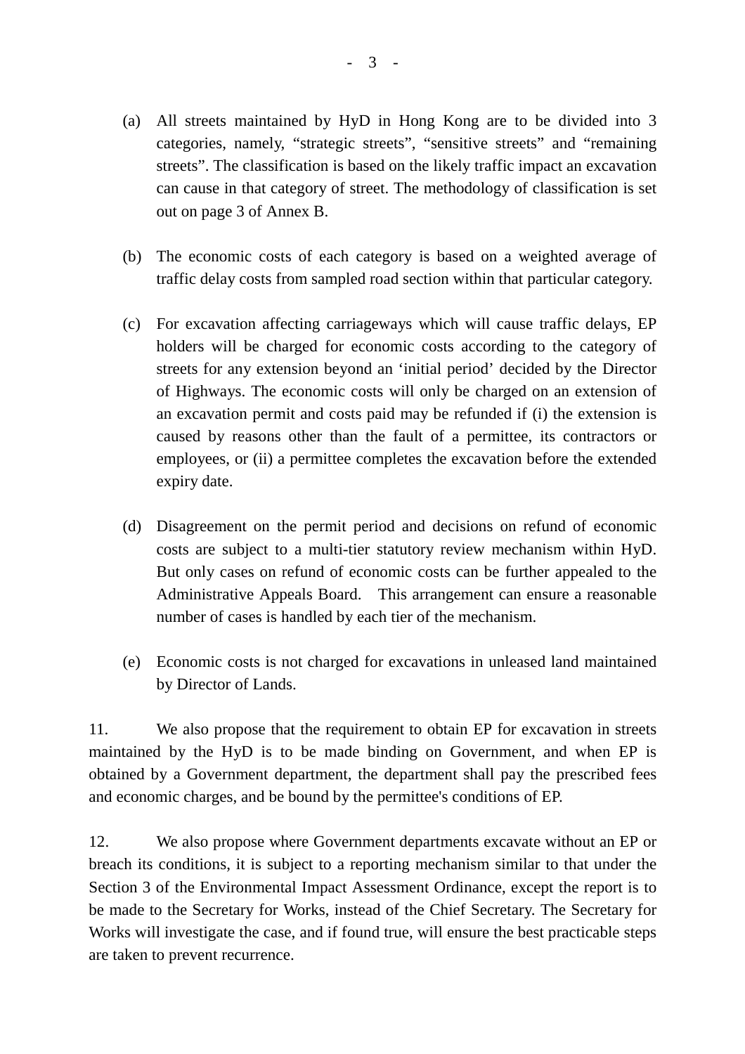(a) All streets maintained by HyD in Hong Kong are to be divided into 3 categories, namely, “strategic streets”, “sensitive streets” and “remaining streets”. The classification is based on the likely traffic impact an excavation can cause in that category of street. The methodology of classification is set out on page 3 of Annex B.

(b) The economic costs of each category is based on a weighted average of traffic delay costs from sampled road section within that particular category.

(c) For excavation affecting carriageways which will cause traffic delays, EP holders will be charged for economic costs according to the category of streets for any extension beyond an ‘initial period’ decided by the Director of Highways. The economic costs will only be charged on an extension of an excavation permit and costs paid may be refunded if (i) the extension is caused by reasons other than the fault of a permittee, its contractors or employees, or (ii) a permittee completes the excavation before the extended expiry date.

(d) Disagreement on the permit period and decisions on refund of economic costs are subject to a multi-tier statutory review mechanism within HyD. But only cases on refund of economic costs can be further appealed to the Administrative Appeals Board. This arrangement can ensure a reasonable number of cases is handled by each tier of the mechanism.

(e) Economic costs is not charged for excavations in unleased land maintained by Director of Lands.

11. We also propose that the requirement to obtain EP for excavation in streets maintained by the HyD is to be made binding on Government, and when EP is obtained by a Government department, the department shall pay the prescribed fees and economic charges, and be bound by the permittee's conditions of EP.

12. We also propose where Government departments excavate without an EP or breach its conditions, it is subject to a reporting mechanism similar to that under the Section 3 of the Environmental Impact Assessment Ordinance, except the report is to be made to the Secretary for Works, instead of the Chief Secretary. The Secretary for Works will investigate the case, and if found true, will ensure the best practicable steps are taken to prevent recurrence.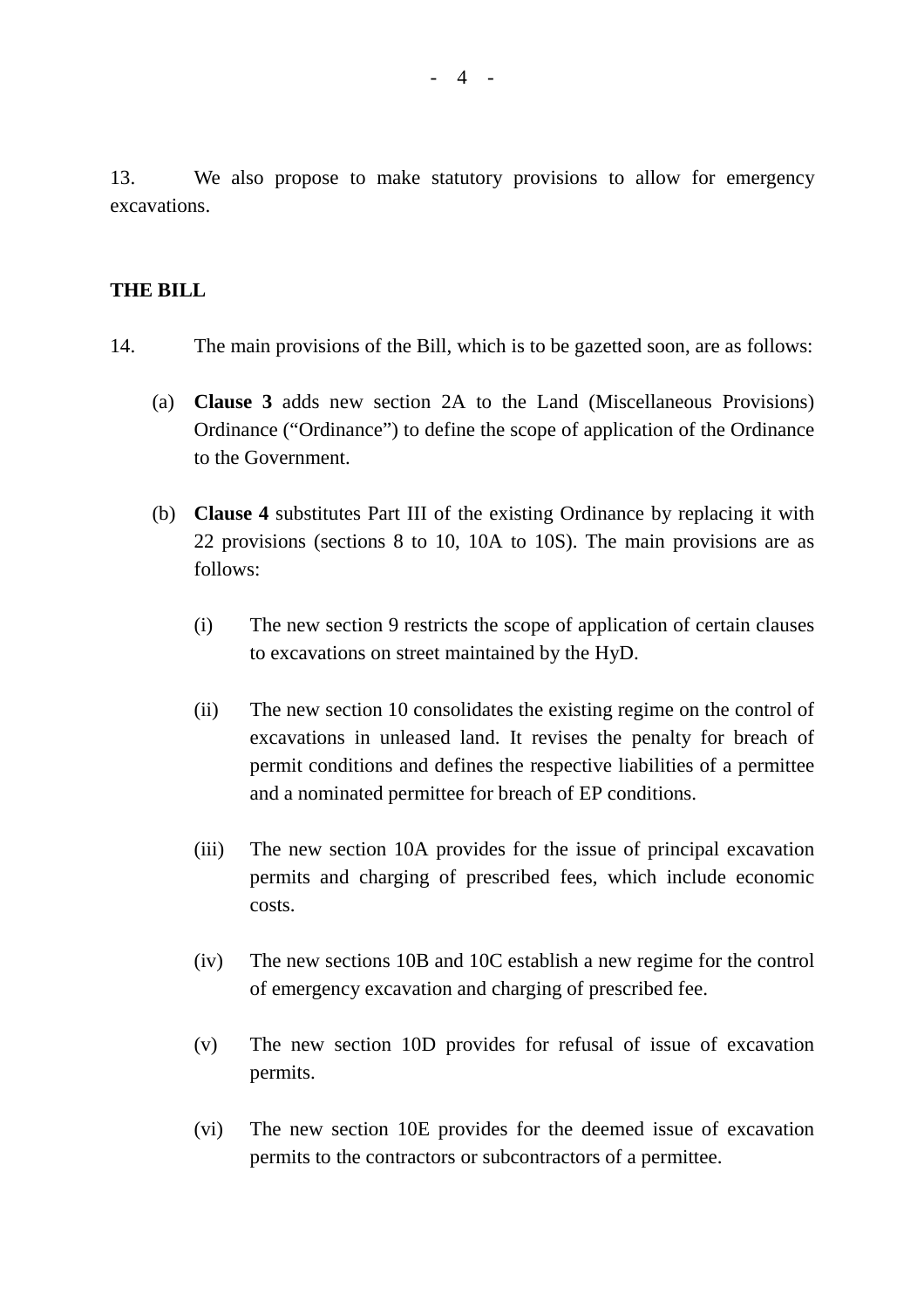13. We also propose to make statutory provisions to allow for emergency excavations.

**THE BILL**

14. The main provisions of the Bill, which is to be gazetted soon, are as follows:

(a) **Clause 3** adds new section 2A to the Land (Miscellaneous Provisions) Ordinance ("Ordinance") to define the scope of application of the Ordinance to the Government.

(b) **Clause 4** substitutes Part III of the existing Ordinance by replacing it with 22 provisions (sections 8 to 10, 10A to 10S). The main provisions are as follows:

   (i) The new section 9 restricts the scope of application of certain clauses to excavations on street maintained by the HyD.

   (ii) The new section 10 consolidates the existing regime on the control of excavations in unleased land. It revises the penalty for breach of permit conditions and defines the respective liabilities of a permittee and a nominated permittee for breach of EP conditions.

   (iii) The new section 10A provides for the issue of principal excavation permits and charging of prescribed fees, which include economic costs.

   (iv) The new sections 10B and 10C establish a new regime for the control of emergency excavation and charging of prescribed fee.

   (v) The new section 10D provides for refusal of issue of excavation permits.

   (vi) The new section 10E provides for the deemed issue of excavation permits to the contractors or subcontractors of a permittee.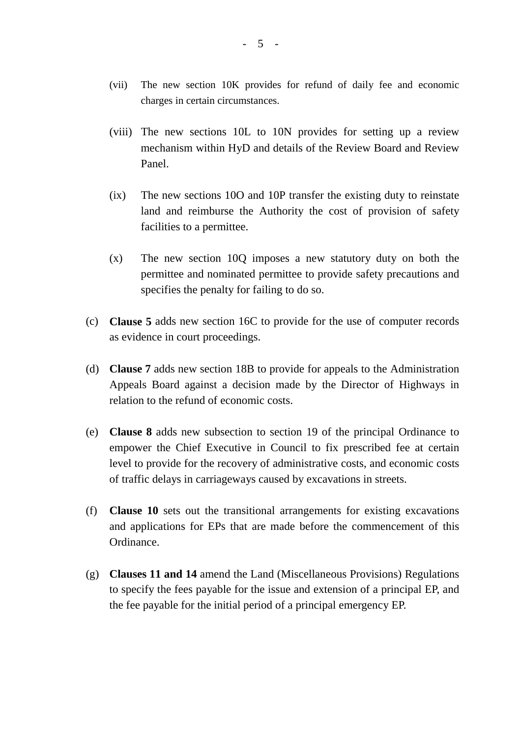(vii) The new section 10K provides for refund of daily fee and economic charges in certain circumstances.

(viii) The new sections 10L to 10N provides for setting up a review mechanism within HyD and details of the Review Board and Review Panel.

(ix) The new sections 10O and 10P transfer the existing duty to reinstate land and reimburse the Authority the cost of provision of safety facilities to a permittee.

(x) The new section 10Q imposes a new statutory duty on both the permittee and nominated permittee to provide safety precautions and specifies the penalty for failing to do so.

(c) **Clause 5** adds new section 16C to provide for the use of computer records as evidence in court proceedings.

(d) **Clause 7** adds new section 18B to provide for appeals to the Administration Appeals Board against a decision made by the Director of Highways in relation to the refund of economic costs.

(e) **Clause 8** adds new subsection to section 19 of the principal Ordinance to empower the Chief Executive in Council to fix prescribed fee at certain level to provide for the recovery of administrative costs, and economic costs of traffic delays in carriageways caused by excavations in streets.

(f) **Clause 10** sets out the transitional arrangements for existing excavations and applications for EPs that are made before the commencement of this Ordinance.

(g) **Clauses 11 and 14** amend the Land (Miscellaneous Provisions) Regulations to specify the fees payable for the issue and extension of a principal EP, and the fee payable for the initial period of a principal emergency EP.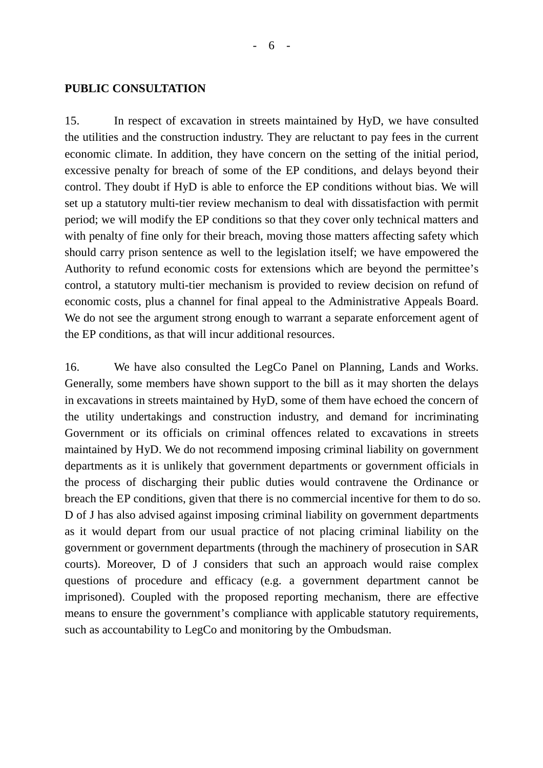**PUBLIC CONSULTATION**

15. In respect of excavation in streets maintained by HyD, we have consulted the utilities and the construction industry. They are reluctant to pay fees in the current economic climate. In addition, they have concern on the setting of the initial period, excessive penalty for breach of some of the EP conditions, and delays beyond their control. They doubt if HyD is able to enforce the EP conditions without bias. We will set up a statutory multi-tier review mechanism to deal with dissatisfaction with permit period; we will modify the EP conditions so that they cover only technical matters and with penalty of fine only for their breach, moving those matters affecting safety which should carry prison sentence as well to the legislation itself; we have empowered the Authority to refund economic costs for extensions which are beyond the permittee's control, a statutory multi-tier mechanism is provided to review decision on refund of economic costs, plus a channel for final appeal to the Administrative Appeals Board. We do not see the argument strong enough to warrant a separate enforcement agent of the EP conditions, as that will incur additional resources.

16. We have also consulted the LegCo Panel on Planning, Lands and Works. Generally, some members have shown support to the bill as it may shorten the delays in excavations in streets maintained by HyD, some of them have echoed the concern of the utility undertakings and construction industry, and demand for incriminating Government or its officials on criminal offences related to excavations in streets maintained by HyD. We do not recommend imposing criminal liability on government departments as it is unlikely that government departments or government officials in the process of discharging their public duties would contravene the Ordinance or breach the EP conditions, given that there is no commercial incentive for them to do so. D of J has also advised against imposing criminal liability on government departments as it would depart from our usual practice of not placing criminal liability on the government or government departments (through the machinery of prosecution in SAR courts). Moreover, D of J considers that such an approach would raise complex questions of procedure and efficacy (e.g. a government department cannot be imprisoned). Coupled with the proposed reporting mechanism, there are effective means to ensure the government's compliance with applicable statutory requirements, such as accountability to LegCo and monitoring by the Ombudsman.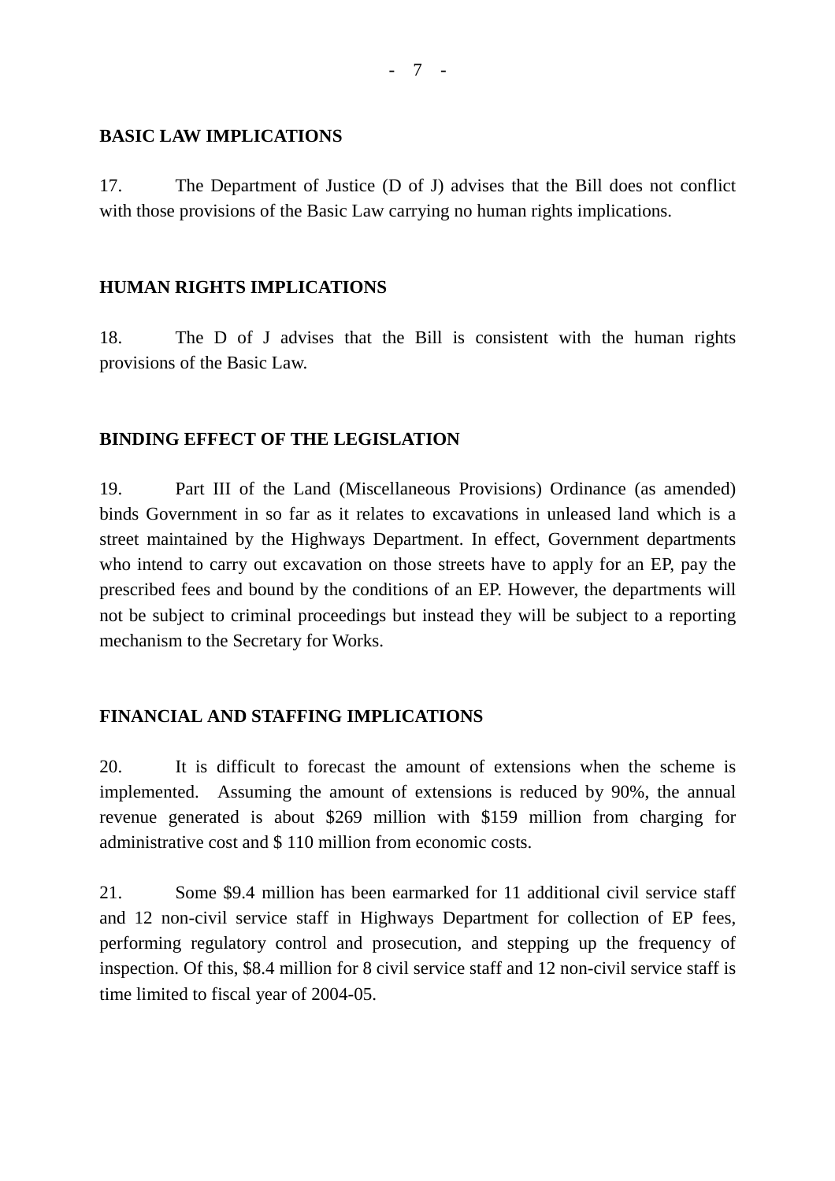**BASIC LAW IMPLICATIONS**

17. The Department of Justice (D of J) advises that the Bill does not conflict with those provisions of the Basic Law carrying no human rights implications.

**HUMAN RIGHTS IMPLICATIONS**

18. The D of J advises that the Bill is consistent with the human rights provisions of the Basic Law.

**BINDING EFFECT OF THE LEGISLATION**

19. Part III of the Land (Miscellaneous Provisions) Ordinance (as amended) binds Government in so far as it relates to excavations in unleased land which is a street maintained by the Highways Department. In effect, Government departments who intend to carry out excavation on those streets have to apply for an EP, pay the prescribed fees and bound by the conditions of an EP. However, the departments will not be subject to criminal proceedings but instead they will be subject to a reporting mechanism to the Secretary for Works.

**FINANCIAL AND STAFFING IMPLICATIONS**

20. It is difficult to forecast the amount of extensions when the scheme is implemented. Assuming the amount of extensions is reduced by 90%, the annual revenue generated is about $269 million with $159 million from charging for administrative cost and $ 110 million from economic costs.

21. Some $9.4 million has been earmarked for 11 additional civil service staff and 12 non-civil service staff in Highways Department for collection of EP fees, performing regulatory control and prosecution, and stepping up the frequency of inspection. Of this, $8.4 million for 8 civil service staff and 12 non-civil service staff is time limited to fiscal year of 2004-05.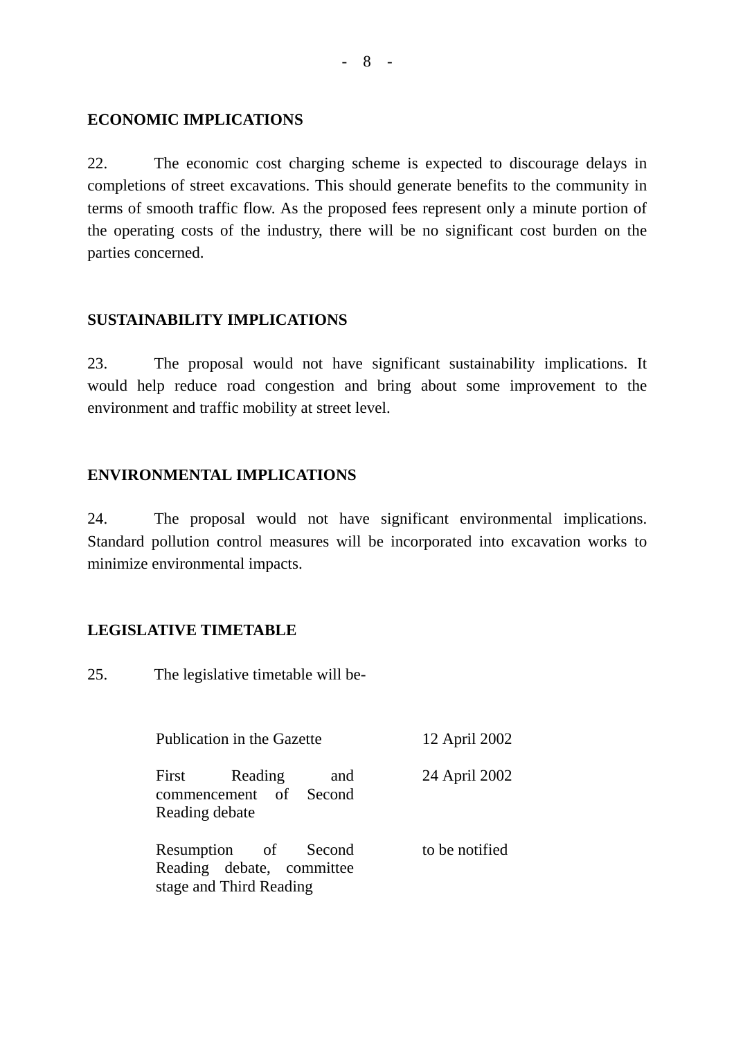## ECONOMIC IMPLICATIONS

22. The economic cost charging scheme is expected to discourage delays in completions of street excavations. This should generate benefits to the community in terms of smooth traffic flow. As the proposed fees represent only a minute portion of the operating costs of the industry, there will be no significant cost burden on the parties concerned.

## SUSTAINABILITY IMPLICATIONS

23. The proposal would not have significant sustainability implications. It would help reduce road congestion and bring about some improvement to the environment and traffic mobility at street level.

## ENVIRONMENTAL IMPLICATIONS

24. The proposal would not have significant environmental implications. Standard pollution control measures will be incorporated into excavation works to minimize environmental impacts.

## LEGISLATIVE TIMETABLE

25. The legislative timetable will be-

| | |
|---|---|
| Publication in the Gazette | 12 April 2002 |
| First Reading and commencement of Second Reading debate | 24 April 2002 |
| Resumption of Second Reading debate, committee stage and Third Reading | to be notified |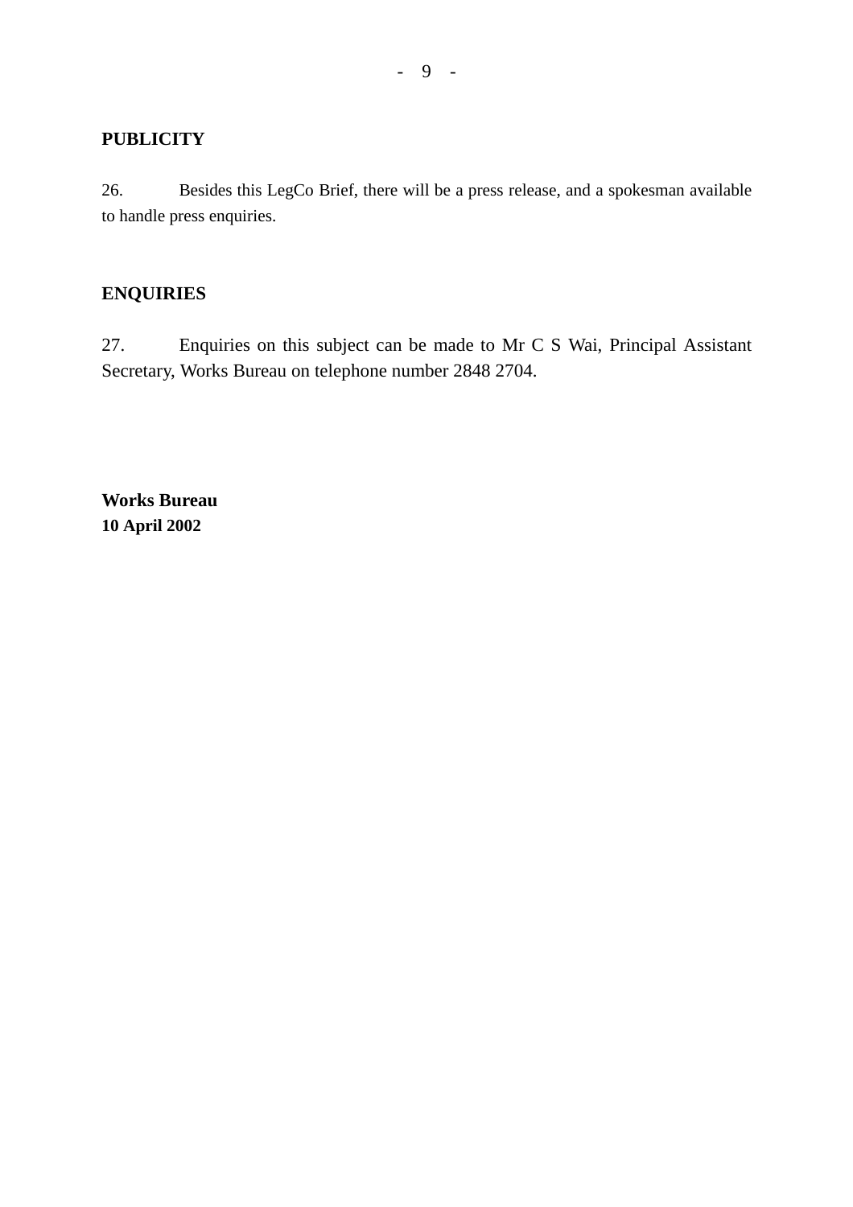**PUBLICITY**

26. Besides this LegCo Brief, there will be a press release, and a spokesman available to handle press enquiries.

**ENQUIRIES**

27. Enquiries on this subject can be made to Mr C S Wai, Principal Assistant Secretary, Works Bureau on telephone number 2848 2704.

**Works Bureau**
**10 April 2002**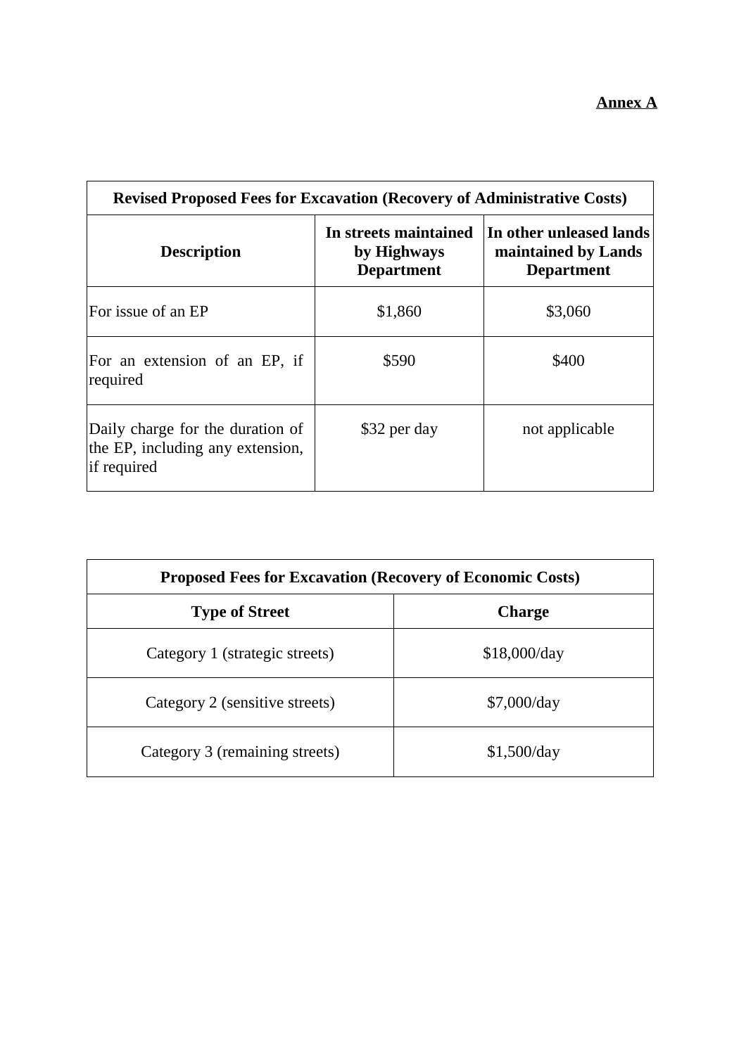**Annex A**

| Revised Proposed Fees for Excavation (Recovery of Administrative Costs) | | |
|---|---|---|
| **Description** | **In streets maintained by Highways Department** | **In other unleased lands maintained by Lands Department** |
| For issue of an EP | $1,860 | $3,060 |
| For an extension of an EP, if required | $590 | $400 |
| Daily charge for the duration of the EP, including any extension, if required | $32 per day | not applicable |

| Proposed Fees for Excavation (Recovery of Economic Costs) | |
|---|---|
| **Type of Street** | **Charge** |
| Category 1 (strategic streets) | $18,000/day |
| Category 2 (sensitive streets) | $7,000/day |
| Category 3 (remaining streets) | $1,500/day |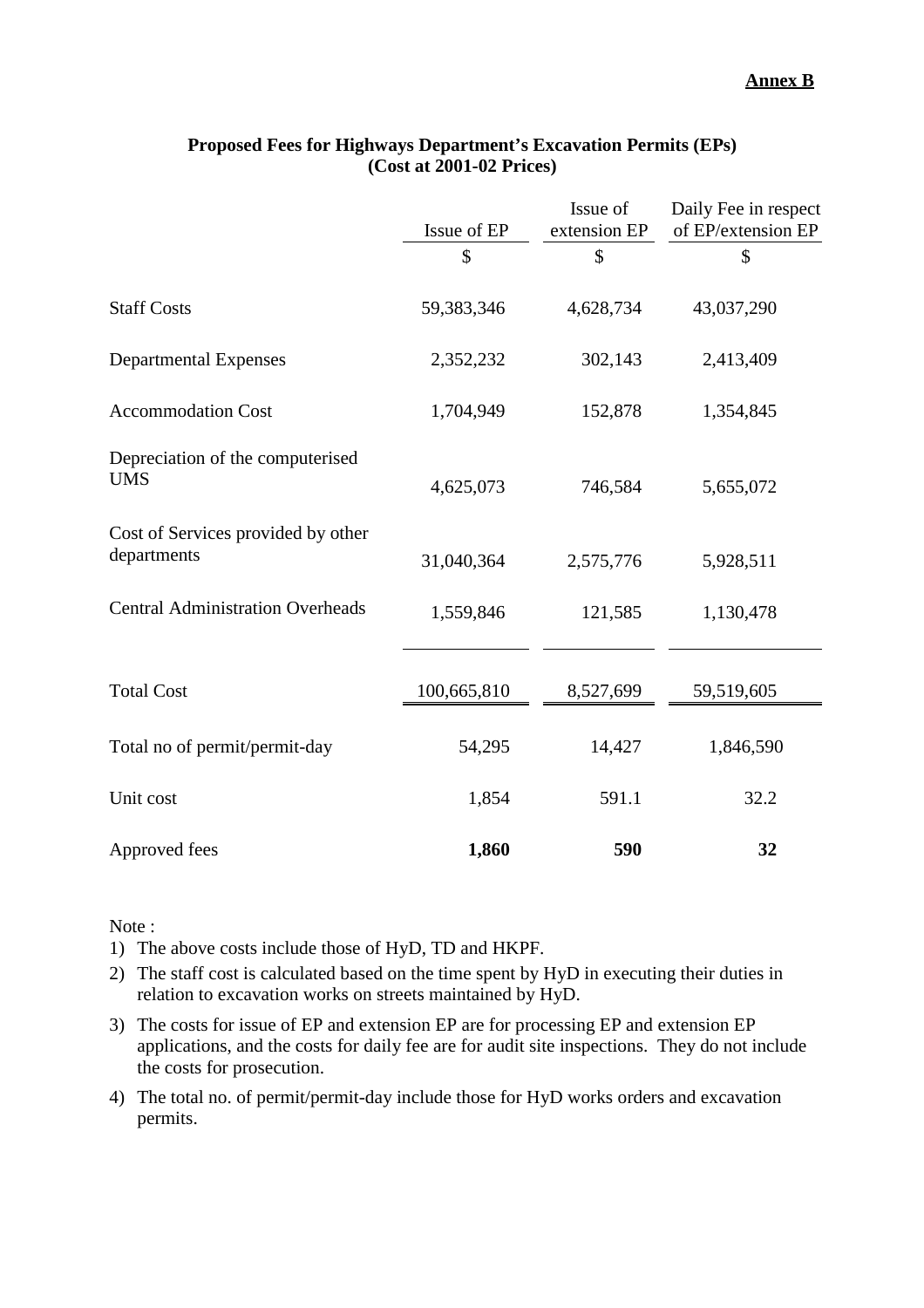**Annex B**

**Proposed Fees for Highways Department's Excavation Permits (EPs)**
**(Cost at 2001-02 Prices)**

| | Issue of EP | Issue of extension EP | Daily Fee in respect of EP/extension EP |
|---|---|---|---|
| | $ | $ | $ |
| Staff Costs | 59,383,346 | 4,628,734 | 43,037,290 |
| Departmental Expenses | 2,352,232 | 302,143 | 2,413,409 |
| Accommodation Cost | 1,704,949 | 152,878 | 1,354,845 |
| Depreciation of the computerised UMS | 4,625,073 | 746,584 | 5,655,072 |
| Cost of Services provided by other departments | 31,040,364 | 2,575,776 | 5,928,511 |
| Central Administration Overheads | 1,559,846 | 121,585 | 1,130,478 |
| Total Cost | 100,665,810 | 8,527,699 | 59,519,605 |
| Total no of permit/permit-day | 54,295 | 14,427 | 1,846,590 |
| Unit cost | 1,854 | 591.1 | 32.2 |
| Approved fees | **1,860** | **590** | **32** |

Note :

1) The above costs include those of HyD, TD and HKPF.
2) The staff cost is calculated based on the time spent by HyD in executing their duties in relation to excavation works on streets maintained by HyD.
3) The costs for issue of EP and extension EP are for processing EP and extension EP applications, and the costs for daily fee are for audit site inspections. They do not include the costs for prosecution.
4) The total no. of permit/permit-day include those for HyD works orders and excavation permits.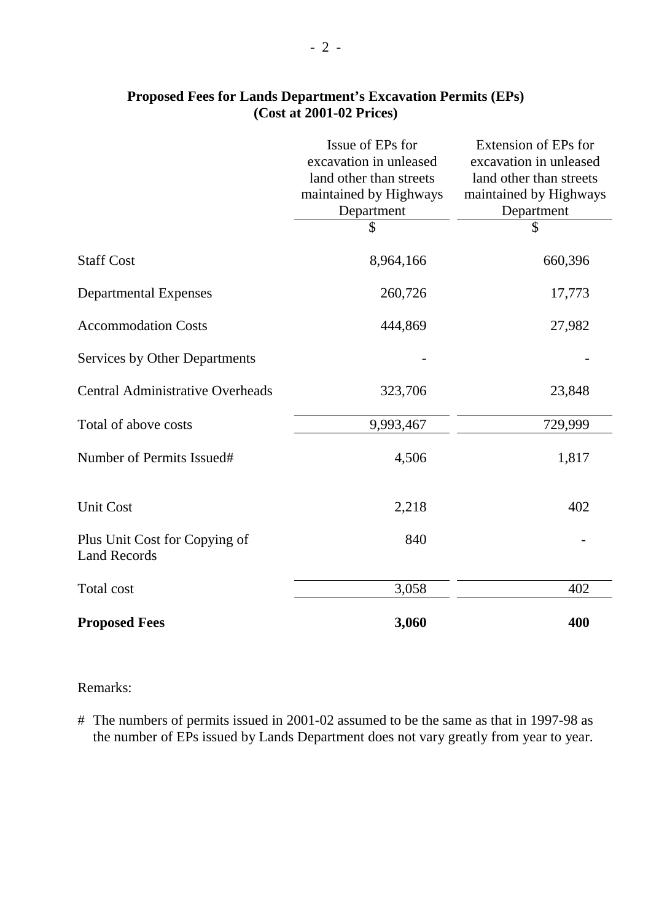**Proposed Fees for Lands Department's Excavation Permits (EPs)**
**(Cost at 2001-02 Prices)**

| | Issue of EPs for excavation in unleased land other than streets maintained by Highways Department | Extension of EPs for excavation in unleased land other than streets maintained by Highways Department |
|---|---|---|
| | $ | $ |
| Staff Cost | 8,964,166 | 660,396 |
| Departmental Expenses | 260,726 | 17,773 |
| Accommodation Costs | 444,869 | 27,982 |
| Services by Other Departments | - | - |
| Central Administrative Overheads | 323,706 | 23,848 |
| Total of above costs | 9,993,467 | 729,999 |
| Number of Permits Issued# | 4,506 | 1,817 |
| Unit Cost | 2,218 | 402 |
| Plus Unit Cost for Copying of Land Records | 840 | - |
| Total cost | 3,058 | 402 |
| **Proposed Fees** | **3,060** | **400** |

Remarks:

# The numbers of permits issued in 2001-02 assumed to be the same as that in 1997-98 as the number of EPs issued by Lands Department does not vary greatly from year to year.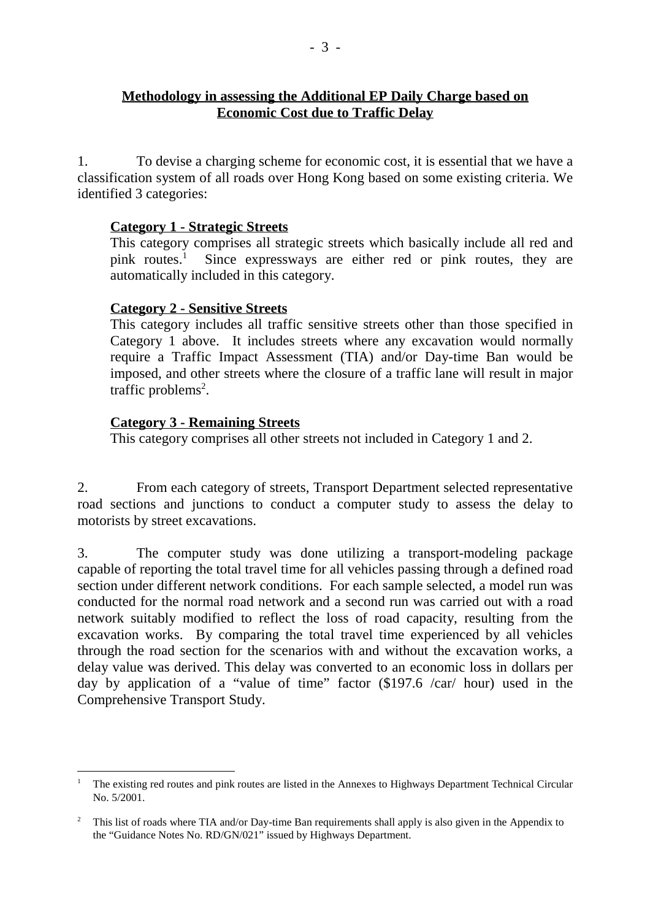## Methodology in assessing the Additional EP Daily Charge based on Economic Cost due to Traffic Delay

1. To devise a charging scheme for economic cost, it is essential that we have a classification system of all roads over Hong Kong based on some existing criteria. We identified 3 categories:

**Category 1 - Strategic Streets**
This category comprises all strategic streets which basically include all red and pink routes.[1] Since expressways are either red or pink routes, they are automatically included in this category.

**Category 2 - Sensitive Streets**
This category includes all traffic sensitive streets other than those specified in Category 1 above. It includes streets where any excavation would normally require a Traffic Impact Assessment (TIA) and/or Day-time Ban would be imposed, and other streets where the closure of a traffic lane will result in major traffic problems[2].

**Category 3 - Remaining Streets**
This category comprises all other streets not included in Category 1 and 2.

2. From each category of streets, Transport Department selected representative road sections and junctions to conduct a computer study to assess the delay to motorists by street excavations.

3. The computer study was done utilizing a transport-modeling package capable of reporting the total travel time for all vehicles passing through a defined road section under different network conditions. For each sample selected, a model run was conducted for the normal road network and a second run was carried out with a road network suitably modified to reflect the loss of road capacity, resulting from the excavation works. By comparing the total travel time experienced by all vehicles through the road section for the scenarios with and without the excavation works, a delay value was derived. This delay was converted to an economic loss in dollars per day by application of a "value of time" factor ($197.6 /car/ hour) used in the Comprehensive Transport Study.

---

[1] The existing red routes and pink routes are listed in the Annexes to Highways Department Technical Circular No. 5/2001.

[2] This list of roads where TIA and/or Day-time Ban requirements shall apply is also given in the Appendix to the "Guidance Notes No. RD/GN/021" issued by Highways Department.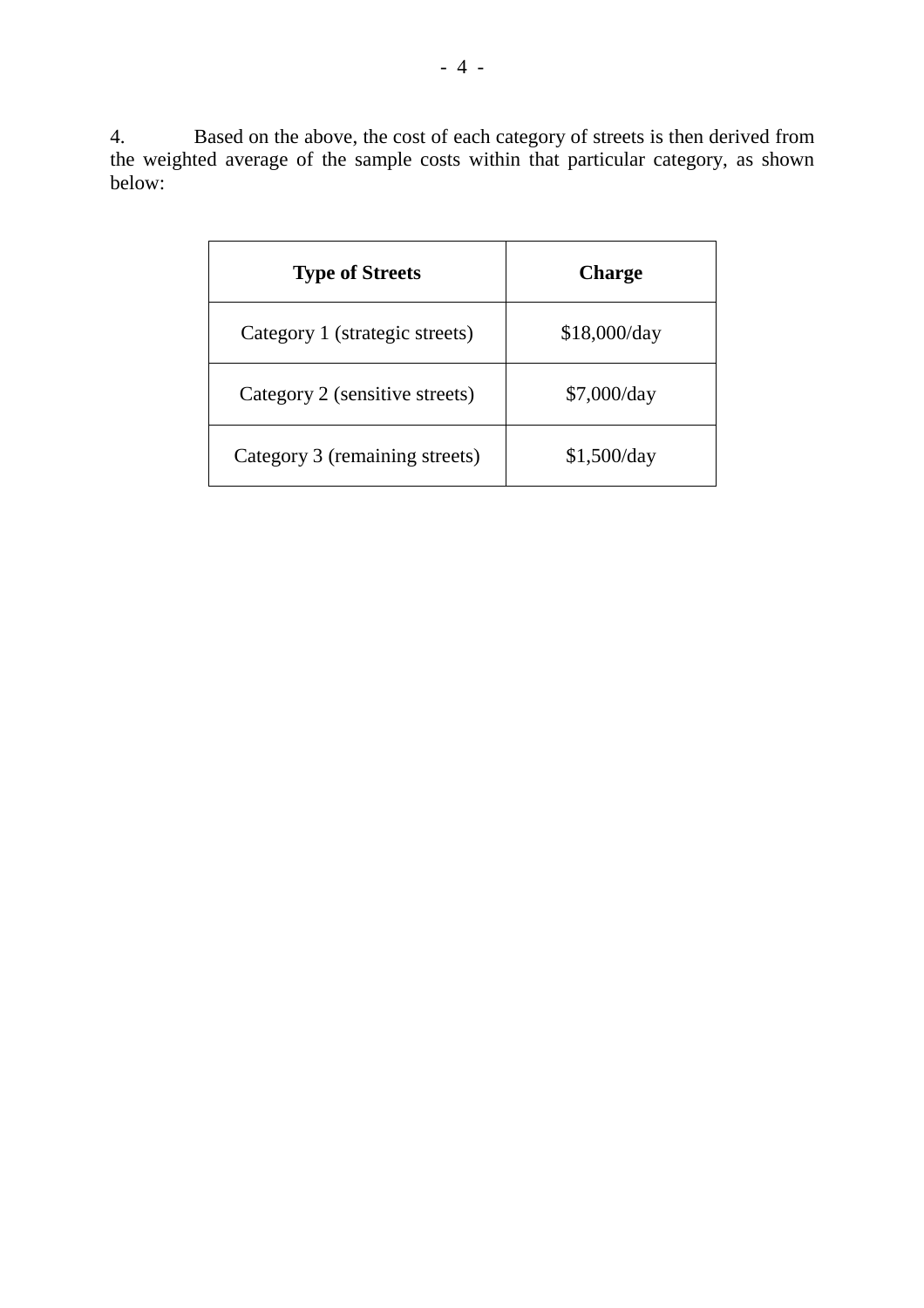4. Based on the above, the cost of each category of streets is then derived from the weighted average of the sample costs within that particular category, as shown below:

| **Type of Streets** | **Charge** |
| --- | --- |
| Category 1 (strategic streets) | $18,000/day |
| Category 2 (sensitive streets) | $7,000/day |
| Category 3 (remaining streets) | $1,500/day |